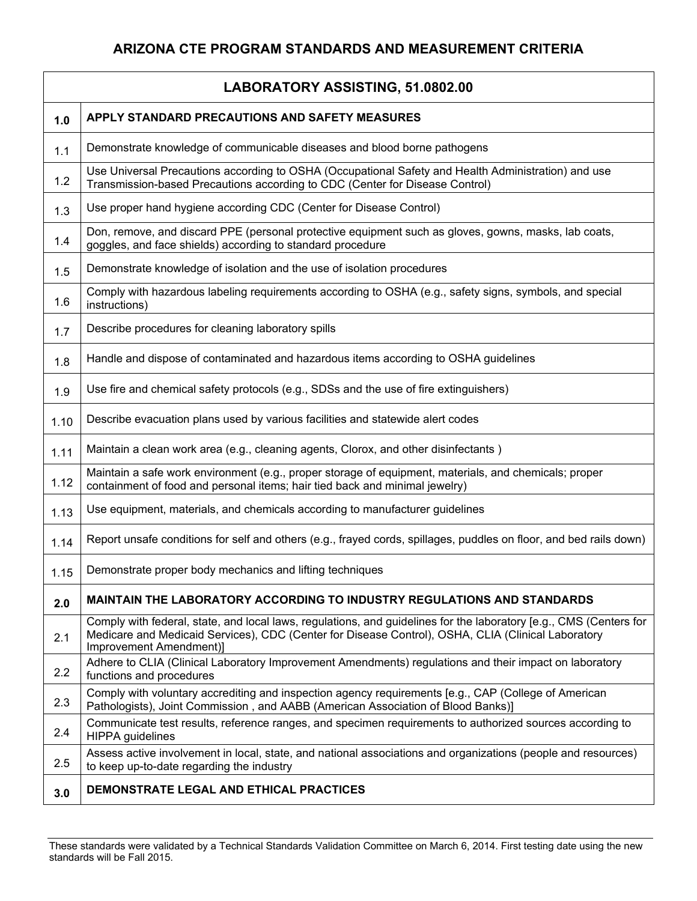## ARIZONA CTE PROGRAM STANDARDS AND MEASUREMENT CRITERIA

| LABORATORY ASSISTING, 51.0802.00 | |
|---|---|
| **1.0** | **APPLY STANDARD PRECAUTIONS AND SAFETY MEASURES** |
| 1.1 | Demonstrate knowledge of communicable diseases and blood borne pathogens |
| 1.2 | Use Universal Precautions according to OSHA (Occupational Safety and Health Administration) and use Transmission-based Precautions according to CDC (Center for Disease Control) |
| 1.3 | Use proper hand hygiene according CDC (Center for Disease Control) |
| 1.4 | Don, remove, and discard PPE (personal protective equipment such as gloves, gowns, masks, lab coats, goggles, and face shields) according to standard procedure |
| 1.5 | Demonstrate knowledge of isolation and the use of isolation procedures |
| 1.6 | Comply with hazardous labeling requirements according to OSHA (e.g., safety signs, symbols, and special instructions) |
| 1.7 | Describe procedures for cleaning laboratory spills |
| 1.8 | Handle and dispose of contaminated and hazardous items according to OSHA guidelines |
| 1.9 | Use fire and chemical safety protocols (e.g., SDSs and the use of fire extinguishers) |
| 1.10 | Describe evacuation plans used by various facilities and statewide alert codes |
| 1.11 | Maintain a clean work area (e.g., cleaning agents, Clorox, and other disinfectants ) |
| 1.12 | Maintain a safe work environment (e.g., proper storage of equipment, materials, and chemicals; proper containment of food and personal items; hair tied back and minimal jewelry) |
| 1.13 | Use equipment, materials, and chemicals according to manufacturer guidelines |
| 1.14 | Report unsafe conditions for self and others (e.g., frayed cords, spillages, puddles on floor, and bed rails down) |
| 1.15 | Demonstrate proper body mechanics and lifting techniques |
| **2.0** | **MAINTAIN THE LABORATORY ACCORDING TO INDUSTRY REGULATIONS AND STANDARDS** |
| 2.1 | Comply with federal, state, and local laws, regulations, and guidelines for the laboratory [e.g., CMS (Centers for Medicare and Medicaid Services), CDC (Center for Disease Control), OSHA, CLIA (Clinical Laboratory Improvement Amendment)] |
| 2.2 | Adhere to CLIA (Clinical Laboratory Improvement Amendments) regulations and their impact on laboratory functions and procedures |
| 2.3 | Comply with voluntary accrediting and inspection agency requirements [e.g., CAP (College of American Pathologists), Joint Commission , and AABB (American Association of Blood Banks)] |
| 2.4 | Communicate test results, reference ranges, and specimen requirements to authorized sources according to HIPPA guidelines |
| 2.5 | Assess active involvement in local, state, and national associations and organizations (people and resources) to keep up-to-date regarding the industry |
| **3.0** | **DEMONSTRATE LEGAL AND ETHICAL PRACTICES** |

These standards were validated by a Technical Standards Validation Committee on March 6, 2014. First testing date using the new standards will be Fall 2015.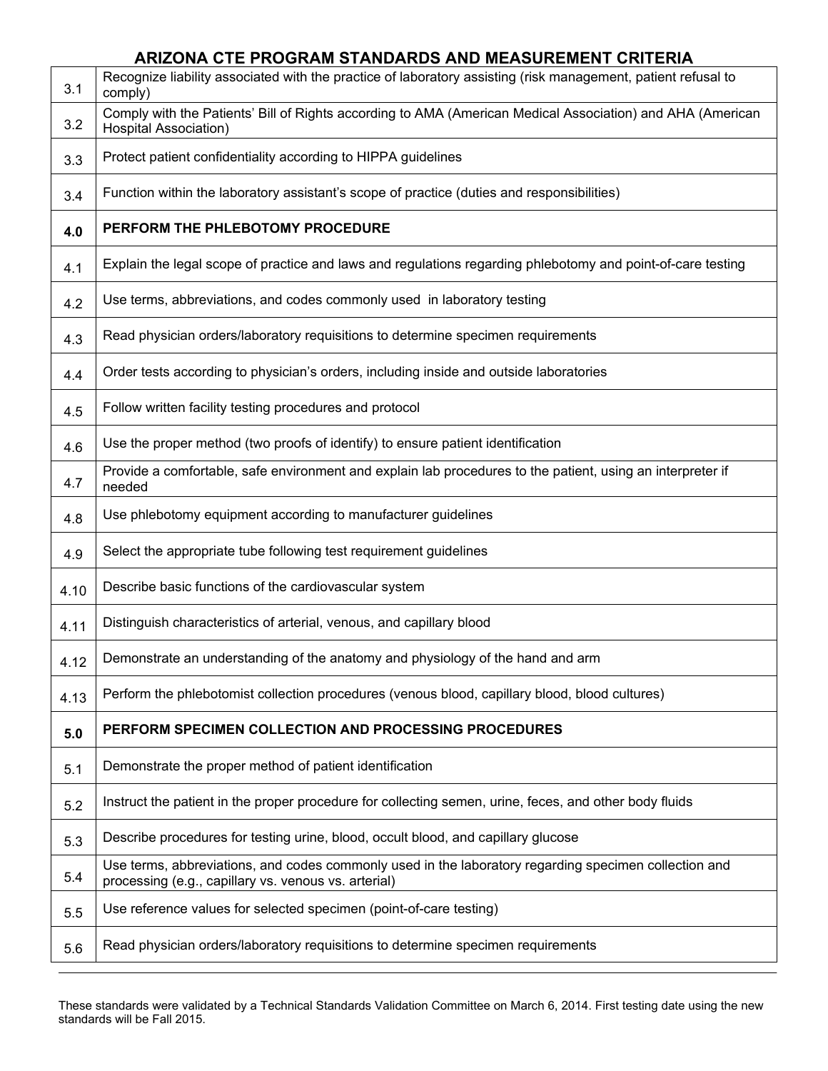# ARIZONA CTE PROGRAM STANDARDS AND MEASUREMENT CRITERIA

| | |
|---|---|
| 3.1 | Recognize liability associated with the practice of laboratory assisting (risk management, patient refusal to comply) |
| 3.2 | Comply with the Patients' Bill of Rights according to AMA (American Medical Association) and AHA (American Hospital Association) |
| 3.3 | Protect patient confidentiality according to HIPPA guidelines |
| 3.4 | Function within the laboratory assistant's scope of practice (duties and responsibilities) |
| **4.0** | **PERFORM THE PHLEBOTOMY PROCEDURE** |
| 4.1 | Explain the legal scope of practice and laws and regulations regarding phlebotomy and point-of-care testing |
| 4.2 | Use terms, abbreviations, and codes commonly used in laboratory testing |
| 4.3 | Read physician orders/laboratory requisitions to determine specimen requirements |
| 4.4 | Order tests according to physician's orders, including inside and outside laboratories |
| 4.5 | Follow written facility testing procedures and protocol |
| 4.6 | Use the proper method (two proofs of identify) to ensure patient identification |
| 4.7 | Provide a comfortable, safe environment and explain lab procedures to the patient, using an interpreter if needed |
| 4.8 | Use phlebotomy equipment according to manufacturer guidelines |
| 4.9 | Select the appropriate tube following test requirement guidelines |
| 4.10 | Describe basic functions of the cardiovascular system |
| 4.11 | Distinguish characteristics of arterial, venous, and capillary blood |
| 4.12 | Demonstrate an understanding of the anatomy and physiology of the hand and arm |
| 4.13 | Perform the phlebotomist collection procedures (venous blood, capillary blood, blood cultures) |
| **5.0** | **PERFORM SPECIMEN COLLECTION AND PROCESSING PROCEDURES** |
| 5.1 | Demonstrate the proper method of patient identification |
| 5.2 | Instruct the patient in the proper procedure for collecting semen, urine, feces, and other body fluids |
| 5.3 | Describe procedures for testing urine, blood, occult blood, and capillary glucose |
| 5.4 | Use terms, abbreviations, and codes commonly used in the laboratory regarding specimen collection and processing (e.g., capillary vs. venous vs. arterial) |
| 5.5 | Use reference values for selected specimen (point-of-care testing) |
| 5.6 | Read physician orders/laboratory requisitions to determine specimen requirements |

These standards were validated by a Technical Standards Validation Committee on March 6, 2014. First testing date using the new standards will be Fall 2015.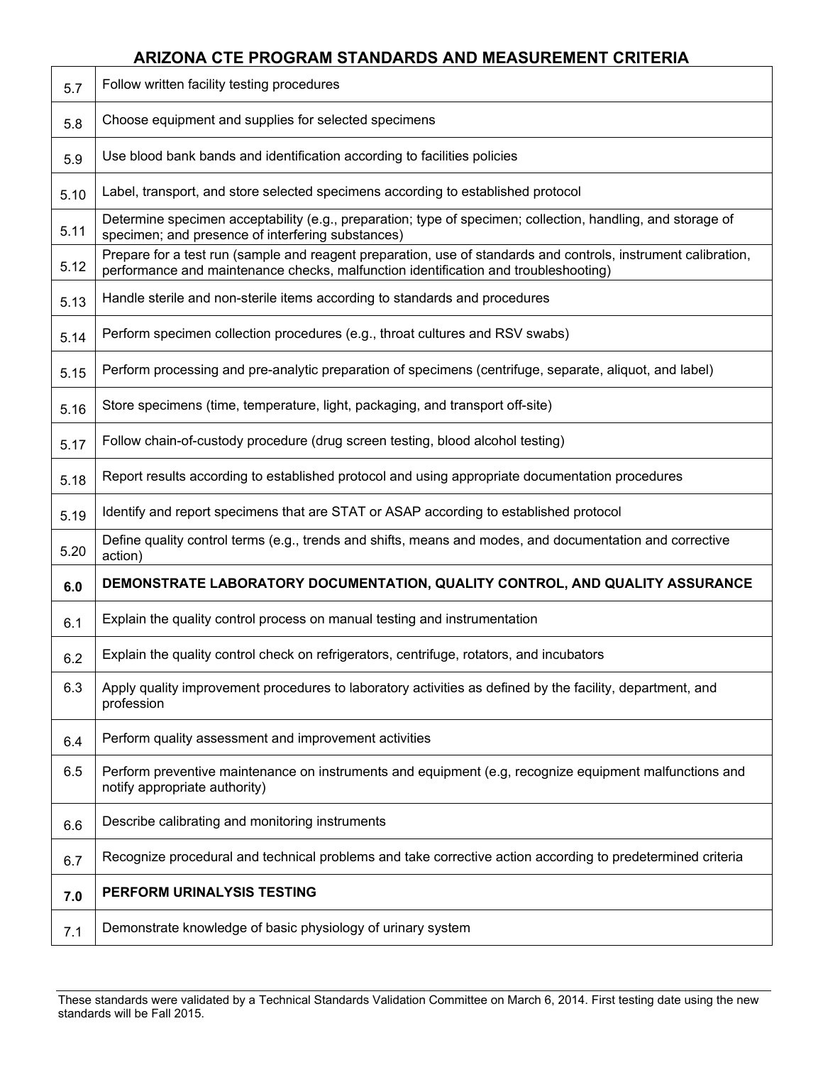## ARIZONA CTE PROGRAM STANDARDS AND MEASUREMENT CRITERIA

| | |
|---|---|
| 5.7 | Follow written facility testing procedures |
| 5.8 | Choose equipment and supplies for selected specimens |
| 5.9 | Use blood bank bands and identification according to facilities policies |
| 5.10 | Label, transport, and store selected specimens according to established protocol |
| 5.11 | Determine specimen acceptability (e.g., preparation; type of specimen; collection, handling, and storage of specimen; and presence of interfering substances) |
| 5.12 | Prepare for a test run (sample and reagent preparation, use of standards and controls, instrument calibration, performance and maintenance checks, malfunction identification and troubleshooting) |
| 5.13 | Handle sterile and non-sterile items according to standards and procedures |
| 5.14 | Perform specimen collection procedures (e.g., throat cultures and RSV swabs) |
| 5.15 | Perform processing and pre-analytic preparation of specimens (centrifuge, separate, aliquot, and label) |
| 5.16 | Store specimens (time, temperature, light, packaging, and transport off-site) |
| 5.17 | Follow chain-of-custody procedure (drug screen testing, blood alcohol testing) |
| 5.18 | Report results according to established protocol and using appropriate documentation procedures |
| 5.19 | Identify and report specimens that are STAT or ASAP according to established protocol |
| 5.20 | Define quality control terms (e.g., trends and shifts, means and modes, and documentation and corrective action) |
| **6.0** | **DEMONSTRATE LABORATORY DOCUMENTATION, QUALITY CONTROL, AND QUALITY ASSURANCE** |
| 6.1 | Explain the quality control process on manual testing and instrumentation |
| 6.2 | Explain the quality control check on refrigerators, centrifuge, rotators, and incubators |
| 6.3 | Apply quality improvement procedures to laboratory activities as defined by the facility, department, and profession |
| 6.4 | Perform quality assessment and improvement activities |
| 6.5 | Perform preventive maintenance on instruments and equipment (e.g, recognize equipment malfunctions and notify appropriate authority) |
| 6.6 | Describe calibrating and monitoring instruments |
| 6.7 | Recognize procedural and technical problems and take corrective action according to predetermined criteria |
| **7.0** | **PERFORM URINALYSIS TESTING** |
| 7.1 | Demonstrate knowledge of basic physiology of urinary system |

These standards were validated by a Technical Standards Validation Committee on March 6, 2014. First testing date using the new standards will be Fall 2015.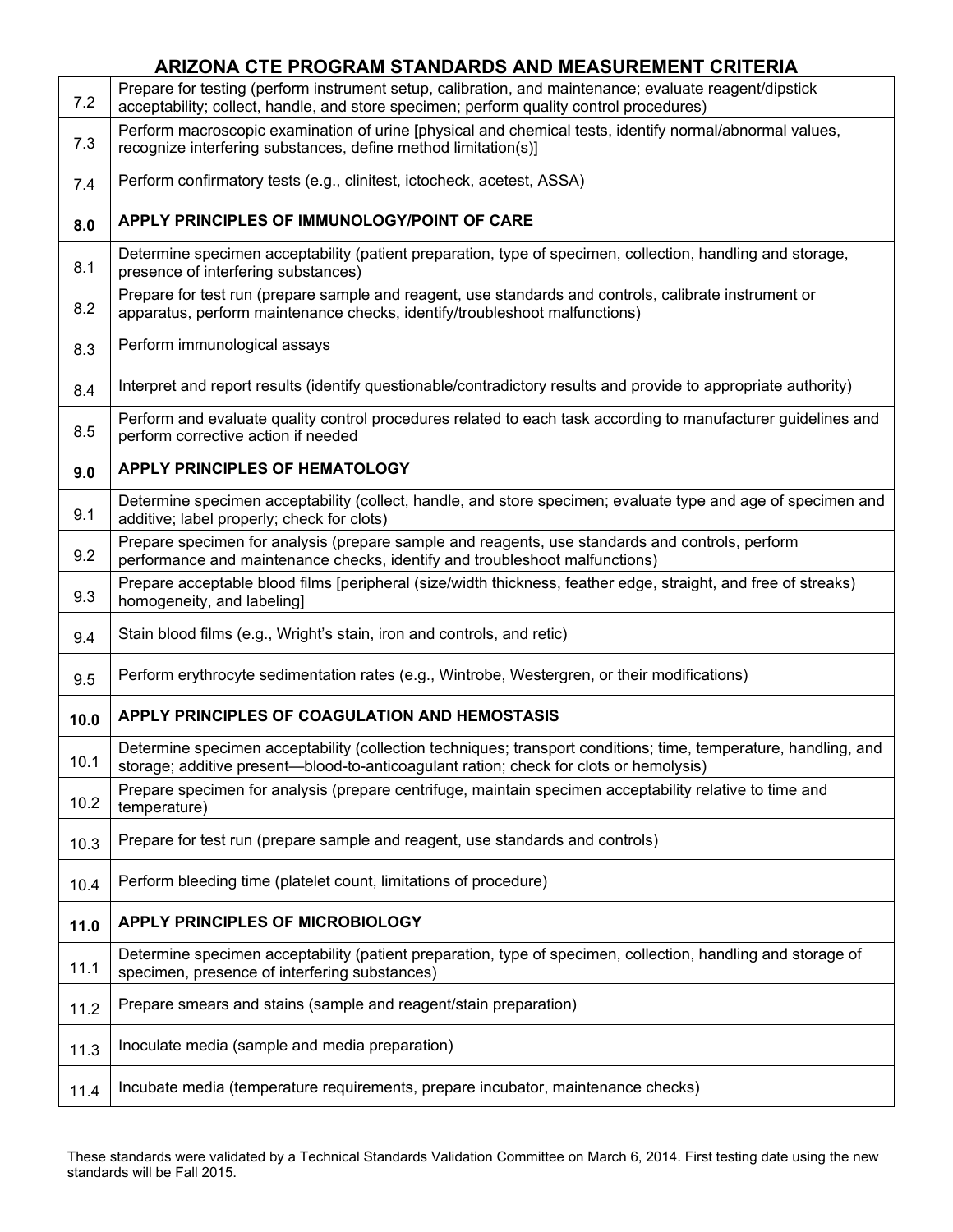## ARIZONA CTE PROGRAM STANDARDS AND MEASUREMENT CRITERIA

| | |
|---|---|
| 7.2 | Prepare for testing (perform instrument setup, calibration, and maintenance; evaluate reagent/dipstick acceptability; collect, handle, and store specimen; perform quality control procedures) |
| 7.3 | Perform macroscopic examination of urine [physical and chemical tests, identify normal/abnormal values, recognize interfering substances, define method limitation(s)] |
| 7.4 | Perform confirmatory tests (e.g., clinitest, ictocheck, acetest, ASSA) |
| **8.0** | **APPLY PRINCIPLES OF IMMUNOLOGY/POINT OF CARE** |
| 8.1 | Determine specimen acceptability (patient preparation, type of specimen, collection, handling and storage, presence of interfering substances) |
| 8.2 | Prepare for test run (prepare sample and reagent, use standards and controls, calibrate instrument or apparatus, perform maintenance checks, identify/troubleshoot malfunctions) |
| 8.3 | Perform immunological assays |
| 8.4 | Interpret and report results (identify questionable/contradictory results and provide to appropriate authority) |
| 8.5 | Perform and evaluate quality control procedures related to each task according to manufacturer guidelines and perform corrective action if needed |
| **9.0** | **APPLY PRINCIPLES OF HEMATOLOGY** |
| 9.1 | Determine specimen acceptability (collect, handle, and store specimen; evaluate type and age of specimen and additive; label properly; check for clots) |
| 9.2 | Prepare specimen for analysis (prepare sample and reagents, use standards and controls, perform performance and maintenance checks, identify and troubleshoot malfunctions) |
| 9.3 | Prepare acceptable blood films [peripheral (size/width thickness, feather edge, straight, and free of streaks) homogeneity, and labeling] |
| 9.4 | Stain blood films (e.g., Wright's stain, iron and controls, and retic) |
| 9.5 | Perform erythrocyte sedimentation rates (e.g., Wintrobe, Westergren, or their modifications) |
| **10.0** | **APPLY PRINCIPLES OF COAGULATION AND HEMOSTASIS** |
| 10.1 | Determine specimen acceptability (collection techniques; transport conditions; time, temperature, handling, and storage; additive present—blood-to-anticoagulant ration; check for clots or hemolysis) |
| 10.2 | Prepare specimen for analysis (prepare centrifuge, maintain specimen acceptability relative to time and temperature) |
| 10.3 | Prepare for test run (prepare sample and reagent, use standards and controls) |
| 10.4 | Perform bleeding time (platelet count, limitations of procedure) |
| **11.0** | **APPLY PRINCIPLES OF MICROBIOLOGY** |
| 11.1 | Determine specimen acceptability (patient preparation, type of specimen, collection, handling and storage of specimen, presence of interfering substances) |
| 11.2 | Prepare smears and stains (sample and reagent/stain preparation) |
| 11.3 | Inoculate media (sample and media preparation) |
| 11.4 | Incubate media (temperature requirements, prepare incubator, maintenance checks) |

These standards were validated by a Technical Standards Validation Committee on March 6, 2014. First testing date using the new standards will be Fall 2015.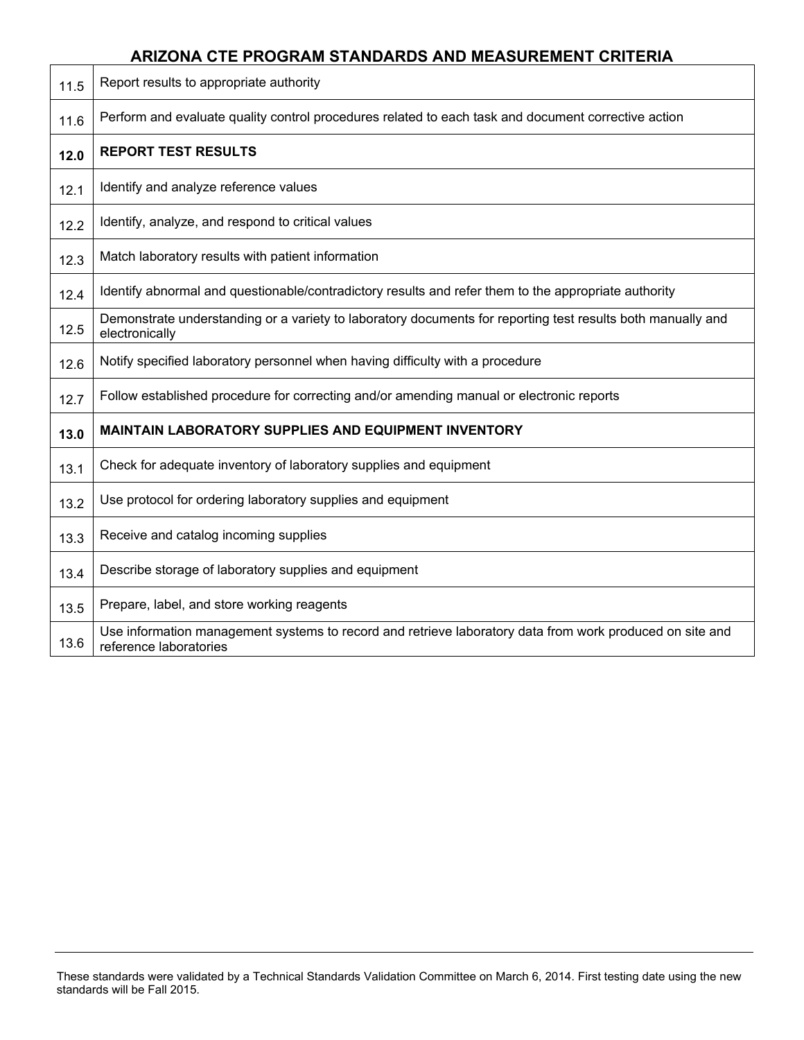## ARIZONA CTE PROGRAM STANDARDS AND MEASUREMENT CRITERIA

| | |
|---|---|
| 11.5 | Report results to appropriate authority |
| 11.6 | Perform and evaluate quality control procedures related to each task and document corrective action |
| **12.0** | **REPORT TEST RESULTS** |
| 12.1 | Identify and analyze reference values |
| 12.2 | Identify, analyze, and respond to critical values |
| 12.3 | Match laboratory results with patient information |
| 12.4 | Identify abnormal and questionable/contradictory results and refer them to the appropriate authority |
| 12.5 | Demonstrate understanding or a variety to laboratory documents for reporting test results both manually and electronically |
| 12.6 | Notify specified laboratory personnel when having difficulty with a procedure |
| 12.7 | Follow established procedure for correcting and/or amending manual or electronic reports |
| **13.0** | **MAINTAIN LABORATORY SUPPLIES AND EQUIPMENT INVENTORY** |
| 13.1 | Check for adequate inventory of laboratory supplies and equipment |
| 13.2 | Use protocol for ordering laboratory supplies and equipment |
| 13.3 | Receive and catalog incoming supplies |
| 13.4 | Describe storage of laboratory supplies and equipment |
| 13.5 | Prepare, label, and store working reagents |
| 13.6 | Use information management systems to record and retrieve laboratory data from work produced on site and reference laboratories |

These standards were validated by a Technical Standards Validation Committee on March 6, 2014. First testing date using the new standards will be Fall 2015.